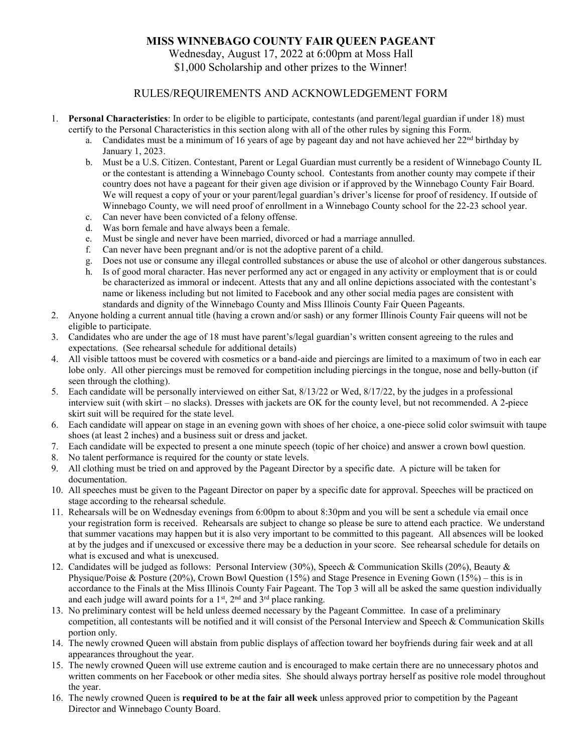# MISS WINNEBAGO COUNTY FAIR QUEEN PAGEANT

Wednesday, August 17, 2022 at 6:00pm at Moss Hall

$1,000 Scholarship and other prizes to the Winner!

## RULES/REQUIREMENTS AND ACKNOWLEDGEMENT FORM

1. **Personal Characteristics**: In order to be eligible to participate, contestants (and parent/legal guardian if under 18) must certify to the Personal Characteristics in this section along with all of the other rules by signing this Form.
   a. Candidates must be a minimum of 16 years of age by pageant day and not have achieved her 22nd birthday by January 1, 2023.
   b. Must be a U.S. Citizen. Contestant, Parent or Legal Guardian must currently be a resident of Winnebago County IL or the contestant is attending a Winnebago County school. Contestants from another county may compete if their country does not have a pageant for their given age division or if approved by the Winnebago County Fair Board. We will request a copy of your or your parent/legal guardian's driver's license for proof of residency. If outside of Winnebago County, we will need proof of enrollment in a Winnebago County school for the 22-23 school year.
   c. Can never have been convicted of a felony offense.
   d. Was born female and have always been a female.
   e. Must be single and never have been married, divorced or had a marriage annulled.
   f. Can never have been pregnant and/or is not the adoptive parent of a child.
   g. Does not use or consume any illegal controlled substances or abuse the use of alcohol or other dangerous substances.
   h. Is of good moral character. Has never performed any act or engaged in any activity or employment that is or could be characterized as immoral or indecent. Attests that any and all online depictions associated with the contestant's name or likeness including but not limited to Facebook and any other social media pages are consistent with standards and dignity of the Winnebago County and Miss Illinois County Fair Queen Pageants.
2. Anyone holding a current annual title (having a crown and/or sash) or any former Illinois County Fair queens will not be eligible to participate.
3. Candidates who are under the age of 18 must have parent's/legal guardian's written consent agreeing to the rules and expectations. (See rehearsal schedule for additional details)
4. All visible tattoos must be covered with cosmetics or a band-aide and piercings are limited to a maximum of two in each ear lobe only. All other piercings must be removed for competition including piercings in the tongue, nose and belly-button (if seen through the clothing).
5. Each candidate will be personally interviewed on either Sat, 8/13/22 or Wed, 8/17/22, by the judges in a professional interview suit (with skirt – no slacks). Dresses with jackets are OK for the county level, but not recommended. A 2-piece skirt suit will be required for the state level.
6. Each candidate will appear on stage in an evening gown with shoes of her choice, a one-piece solid color swimsuit with taupe shoes (at least 2 inches) and a business suit or dress and jacket.
7. Each candidate will be expected to present a one minute speech (topic of her choice) and answer a crown bowl question.
8. No talent performance is required for the county or state levels.
9. All clothing must be tried on and approved by the Pageant Director by a specific date. A picture will be taken for documentation.
10. All speeches must be given to the Pageant Director on paper by a specific date for approval. Speeches will be practiced on stage according to the rehearsal schedule.
11. Rehearsals will be on Wednesday evenings from 6:00pm to about 8:30pm and you will be sent a schedule via email once your registration form is received. Rehearsals are subject to change so please be sure to attend each practice. We understand that summer vacations may happen but it is also very important to be committed to this pageant. All absences will be looked at by the judges and if unexcused or excessive there may be a deduction in your score. See rehearsal schedule for details on what is excused and what is unexcused.
12. Candidates will be judged as follows: Personal Interview (30%), Speech & Communication Skills (20%), Beauty & Physique/Poise & Posture (20%), Crown Bowl Question (15%) and Stage Presence in Evening Gown (15%) – this is in accordance to the Finals at the Miss Illinois County Fair Pageant. The Top 3 will all be asked the same question individually and each judge will award points for a 1st, 2nd and 3rd place ranking.
13. No preliminary contest will be held unless deemed necessary by the Pageant Committee. In case of a preliminary competition, all contestants will be notified and it will consist of the Personal Interview and Speech & Communication Skills portion only.
14. The newly crowned Queen will abstain from public displays of affection toward her boyfriends during fair week and at all appearances throughout the year.
15. The newly crowned Queen will use extreme caution and is encouraged to make certain there are no unnecessary photos and written comments on her Facebook or other media sites. She should always portray herself as positive role model throughout the year.
16. The newly crowned Queen is **required to be at the fair all week** unless approved prior to competition by the Pageant Director and Winnebago County Board.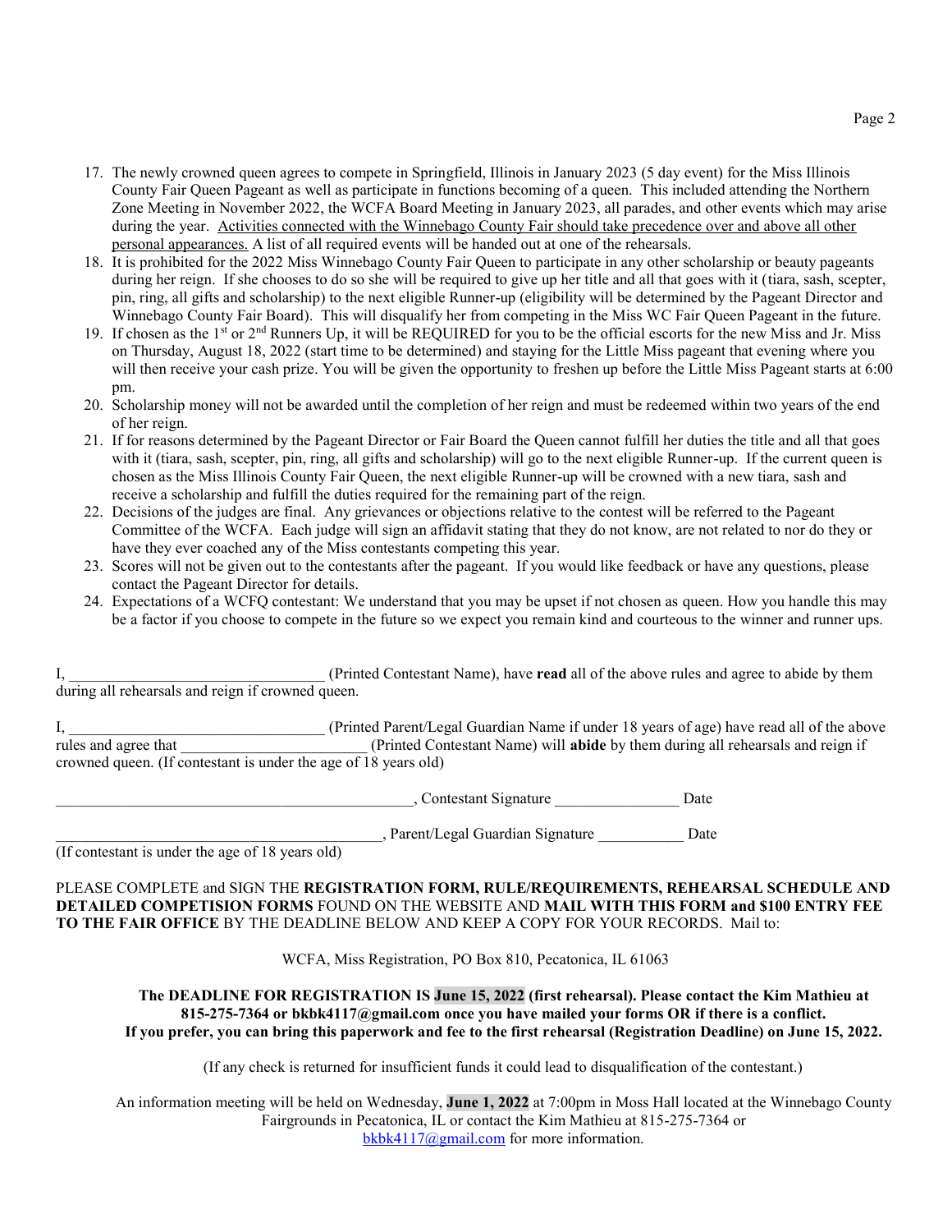17. The newly crowned queen agrees to compete in Springfield, Illinois in January 2023 (5 day event) for the Miss Illinois County Fair Queen Pageant as well as participate in functions becoming of a queen. This included attending the Northern Zone Meeting in November 2022, the WCFA Board Meeting in January 2023, all parades, and other events which may arise during the year. Activities connected with the Winnebago County Fair should take precedence over and above all other personal appearances. A list of all required events will be handed out at one of the rehearsals.
18. It is prohibited for the 2022 Miss Winnebago County Fair Queen to participate in any other scholarship or beauty pageants during her reign. If she chooses to do so she will be required to give up her title and all that goes with it (tiara, sash, scepter, pin, ring, all gifts and scholarship) to the next eligible Runner-up (eligibility will be determined by the Pageant Director and Winnebago County Fair Board). This will disqualify her from competing in the Miss WC Fair Queen Pageant in the future.
19. If chosen as the 1st or 2nd Runners Up, it will be REQUIRED for you to be the official escorts for the new Miss and Jr. Miss on Thursday, August 18, 2022 (start time to be determined) and staying for the Little Miss pageant that evening where you will then receive your cash prize. You will be given the opportunity to freshen up before the Little Miss Pageant starts at 6:00 pm.
20. Scholarship money will not be awarded until the completion of her reign and must be redeemed within two years of the end of her reign.
21. If for reasons determined by the Pageant Director or Fair Board the Queen cannot fulfill her duties the title and all that goes with it (tiara, sash, scepter, pin, ring, all gifts and scholarship) will go to the next eligible Runner-up. If the current queen is chosen as the Miss Illinois County Fair Queen, the next eligible Runner-up will be crowned with a new tiara, sash and receive a scholarship and fulfill the duties required for the remaining part of the reign.
22. Decisions of the judges are final. Any grievances or objections relative to the contest will be referred to the Pageant Committee of the WCFA. Each judge will sign an affidavit stating that they do not know, are not related to nor do they or have they ever coached any of the Miss contestants competing this year.
23. Scores will not be given out to the contestants after the pageant. If you would like feedback or have any questions, please contact the Pageant Director for details.
24. Expectations of a WCFQ contestant: We understand that you may be upset if not chosen as queen. How you handle this may be a factor if you choose to compete in the future so we expect you remain kind and courteous to the winner and runner ups.

I, ________________________________ (Printed Contestant Name), have **read** all of the above rules and agree to abide by them during all rehearsals and reign if crowned queen.

I, ________________________________ (Printed Parent/Legal Guardian Name if under 18 years of age) have read all of the above rules and agree that ________________________ (Printed Contestant Name) will **abide** by them during all rehearsals and reign if crowned queen. (If contestant is under the age of 18 years old)

______________________________________________, Contestant Signature ________________ Date

___________________________________________, Parent/Legal Guardian Signature ___________ Date
(If contestant is under the age of 18 years old)

PLEASE COMPLETE and SIGN THE **REGISTRATION FORM, RULE/REQUIREMENTS, REHEARSAL SCHEDULE AND DETAILED COMPETISION FORMS** FOUND ON THE WEBSITE AND **MAIL WITH THIS FORM and $100 ENTRY FEE TO THE FAIR OFFICE** BY THE DEADLINE BELOW AND KEEP A COPY FOR YOUR RECORDS. Mail to:

WCFA, Miss Registration, PO Box 810, Pecatonica, IL 61063

**The DEADLINE FOR REGISTRATION IS June 15, 2022 (first rehearsal). Please contact the Kim Mathieu at 815-275-7364 or bkbk4117@gmail.com once you have mailed your forms OR if there is a conflict. If you prefer, you can bring this paperwork and fee to the first rehearsal (Registration Deadline) on June 15, 2022.**

(If any check is returned for insufficient funds it could lead to disqualification of the contestant.)

An information meeting will be held on Wednesday, **June 1, 2022** at 7:00pm in Moss Hall located at the Winnebago County Fairgrounds in Pecatonica, IL or contact the Kim Mathieu at 815-275-7364 or bkbk4117@gmail.com for more information.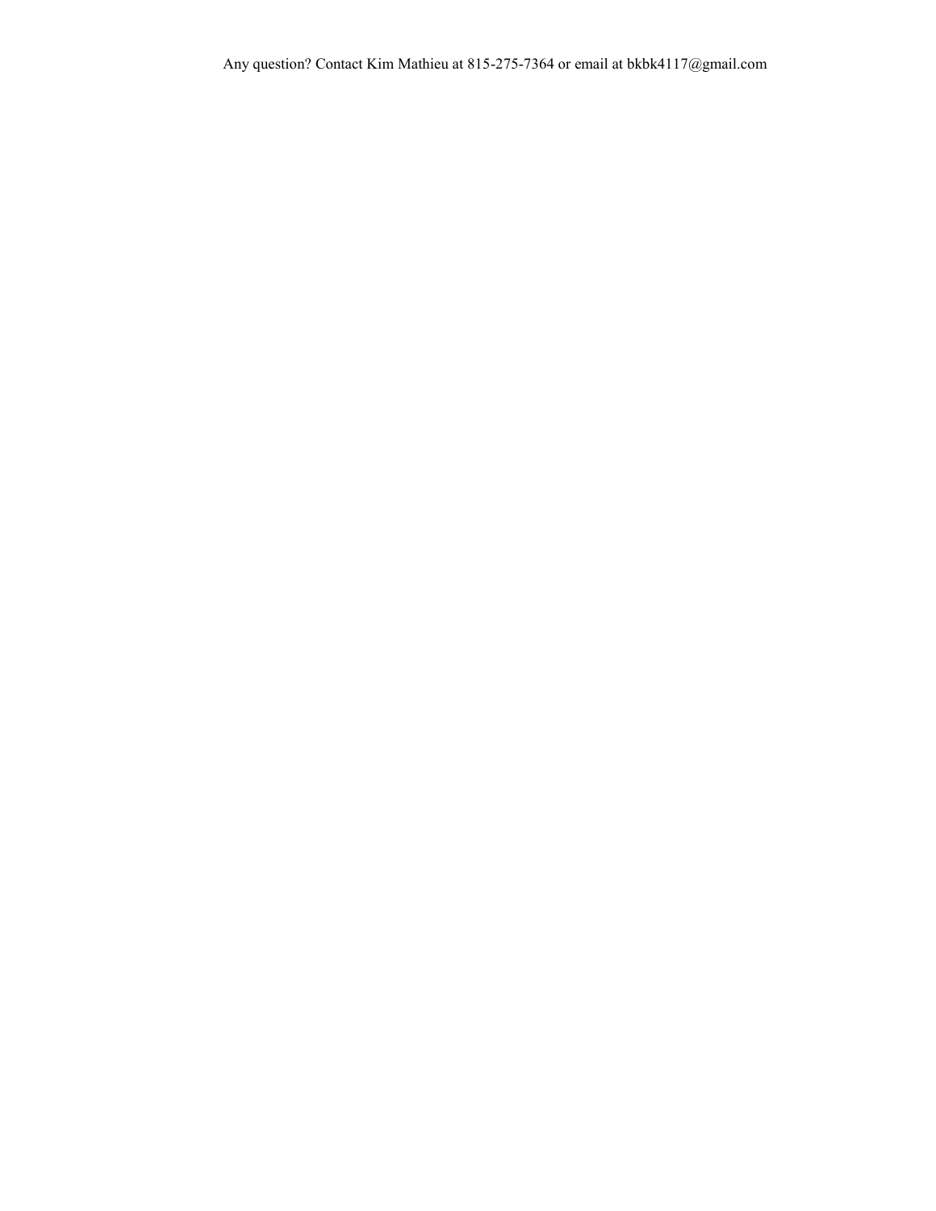Any question? Contact Kim Mathieu at 815-275-7364 or email at bkbk4117@gmail.com